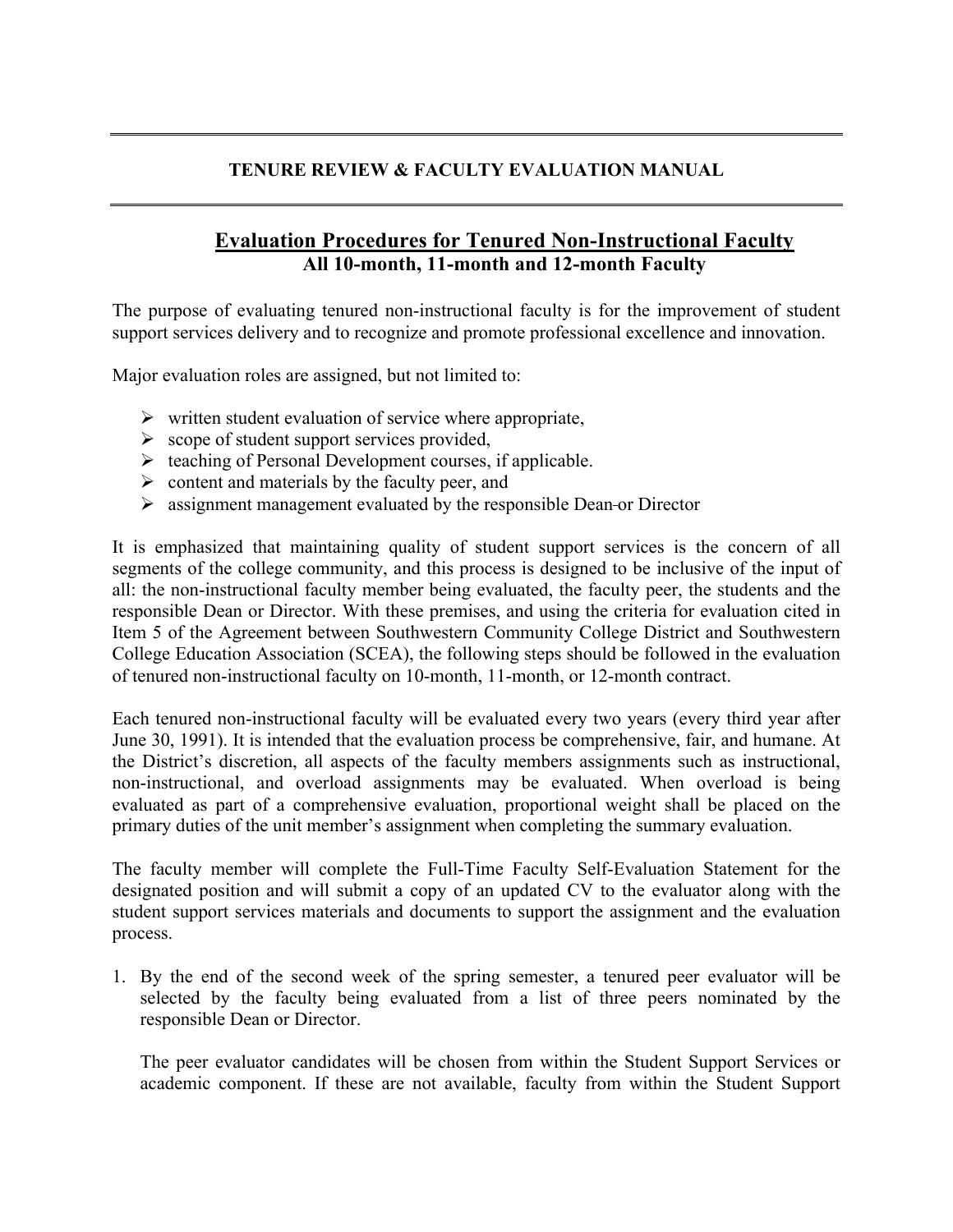# TENURE REVIEW & FACULTY EVALUATION MANUAL

## Evaluation Procedures for Tenured Non-Instructional Faculty

**All 10-month, 11-month and 12-month Faculty**

The purpose of evaluating tenured non-instructional faculty is for the improvement of student support services delivery and to recognize and promote professional excellence and innovation.

Major evaluation roles are assigned, but not limited to:

- written student evaluation of service where appropriate,
- scope of student support services provided,
- teaching of Personal Development courses, if applicable.
- content and materials by the faculty peer, and
- assignment management evaluated by the responsible Dean or Director

It is emphasized that maintaining quality of student support services is the concern of all segments of the college community, and this process is designed to be inclusive of the input of all: the non-instructional faculty member being evaluated, the faculty peer, the students and the responsible Dean or Director. With these premises, and using the criteria for evaluation cited in Item 5 of the Agreement between Southwestern Community College District and Southwestern College Education Association (SCEA), the following steps should be followed in the evaluation of tenured non-instructional faculty on 10-month, 11-month, or 12-month contract.

Each tenured non-instructional faculty will be evaluated every two years (every third year after June 30, 1991). It is intended that the evaluation process be comprehensive, fair, and humane. At the District's discretion, all aspects of the faculty members assignments such as instructional, non-instructional, and overload assignments may be evaluated. When overload is being evaluated as part of a comprehensive evaluation, proportional weight shall be placed on the primary duties of the unit member's assignment when completing the summary evaluation.

The faculty member will complete the Full-Time Faculty Self-Evaluation Statement for the designated position and will submit a copy of an updated CV to the evaluator along with the student support services materials and documents to support the assignment and the evaluation process.

1. By the end of the second week of the spring semester, a tenured peer evaluator will be selected by the faculty being evaluated from a list of three peers nominated by the responsible Dean or Director.

   The peer evaluator candidates will be chosen from within the Student Support Services or academic component. If these are not available, faculty from within the Student Support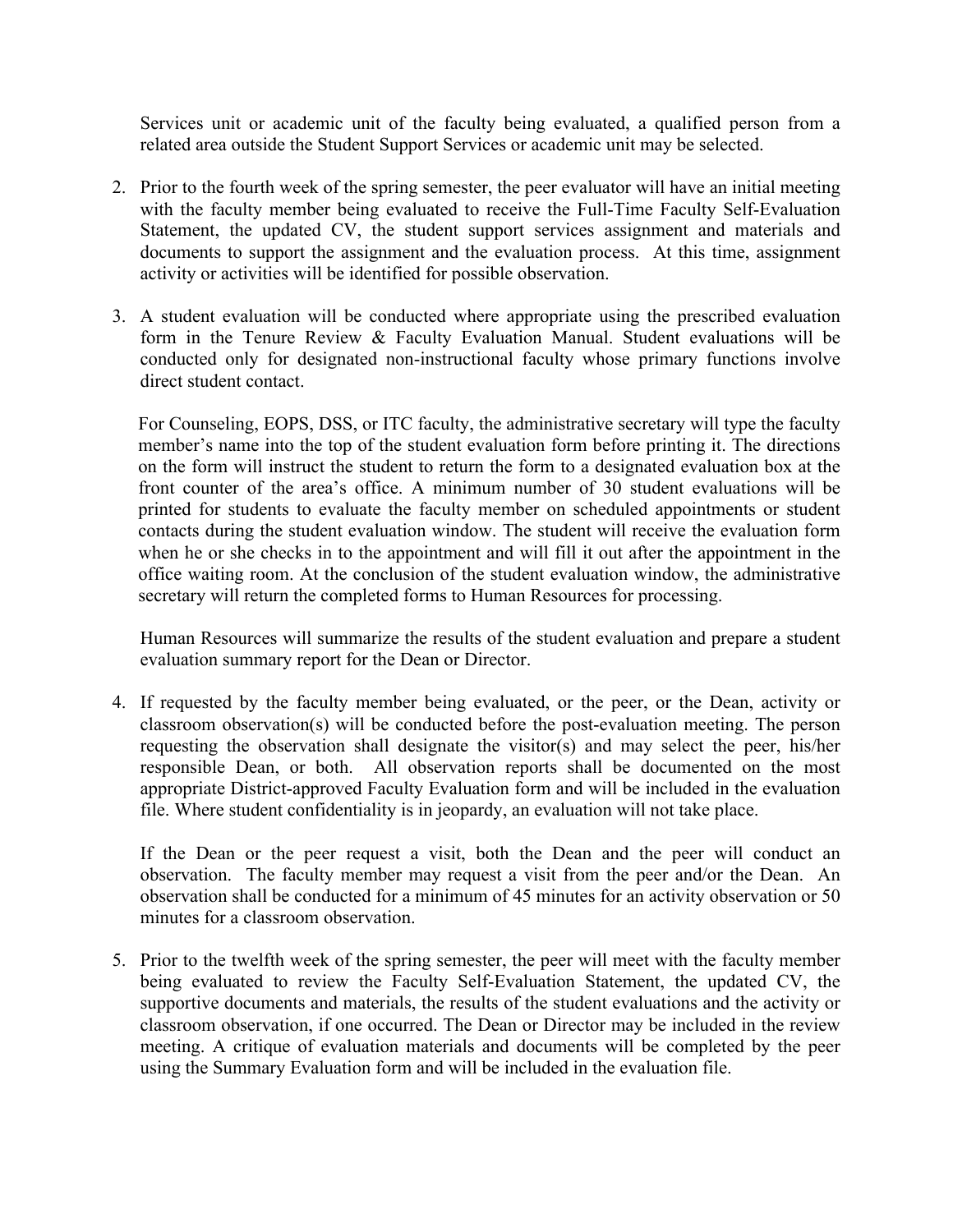Services unit or academic unit of the faculty being evaluated, a qualified person from a related area outside the Student Support Services or academic unit may be selected.

2. Prior to the fourth week of the spring semester, the peer evaluator will have an initial meeting with the faculty member being evaluated to receive the Full-Time Faculty Self-Evaluation Statement, the updated CV, the student support services assignment and materials and documents to support the assignment and the evaluation process. At this time, assignment activity or activities will be identified for possible observation.

3. A student evaluation will be conducted where appropriate using the prescribed evaluation form in the Tenure Review & Faculty Evaluation Manual. Student evaluations will be conducted only for designated non-instructional faculty whose primary functions involve direct student contact.

   For Counseling, EOPS, DSS, or ITC faculty, the administrative secretary will type the faculty member's name into the top of the student evaluation form before printing it. The directions on the form will instruct the student to return the form to a designated evaluation box at the front counter of the area's office. A minimum number of 30 student evaluations will be printed for students to evaluate the faculty member on scheduled appointments or student contacts during the student evaluation window. The student will receive the evaluation form when he or she checks in to the appointment and will fill it out after the appointment in the office waiting room. At the conclusion of the student evaluation window, the administrative secretary will return the completed forms to Human Resources for processing.

   Human Resources will summarize the results of the student evaluation and prepare a student evaluation summary report for the Dean or Director.

4. If requested by the faculty member being evaluated, or the peer, or the Dean, activity or classroom observation(s) will be conducted before the post-evaluation meeting. The person requesting the observation shall designate the visitor(s) and may select the peer, his/her responsible Dean, or both. All observation reports shall be documented on the most appropriate District-approved Faculty Evaluation form and will be included in the evaluation file. Where student confidentiality is in jeopardy, an evaluation will not take place.

   If the Dean or the peer request a visit, both the Dean and the peer will conduct an observation. The faculty member may request a visit from the peer and/or the Dean. An observation shall be conducted for a minimum of 45 minutes for an activity observation or 50 minutes for a classroom observation.

5. Prior to the twelfth week of the spring semester, the peer will meet with the faculty member being evaluated to review the Faculty Self-Evaluation Statement, the updated CV, the supportive documents and materials, the results of the student evaluations and the activity or classroom observation, if one occurred. The Dean or Director may be included in the review meeting. A critique of evaluation materials and documents will be completed by the peer using the Summary Evaluation form and will be included in the evaluation file.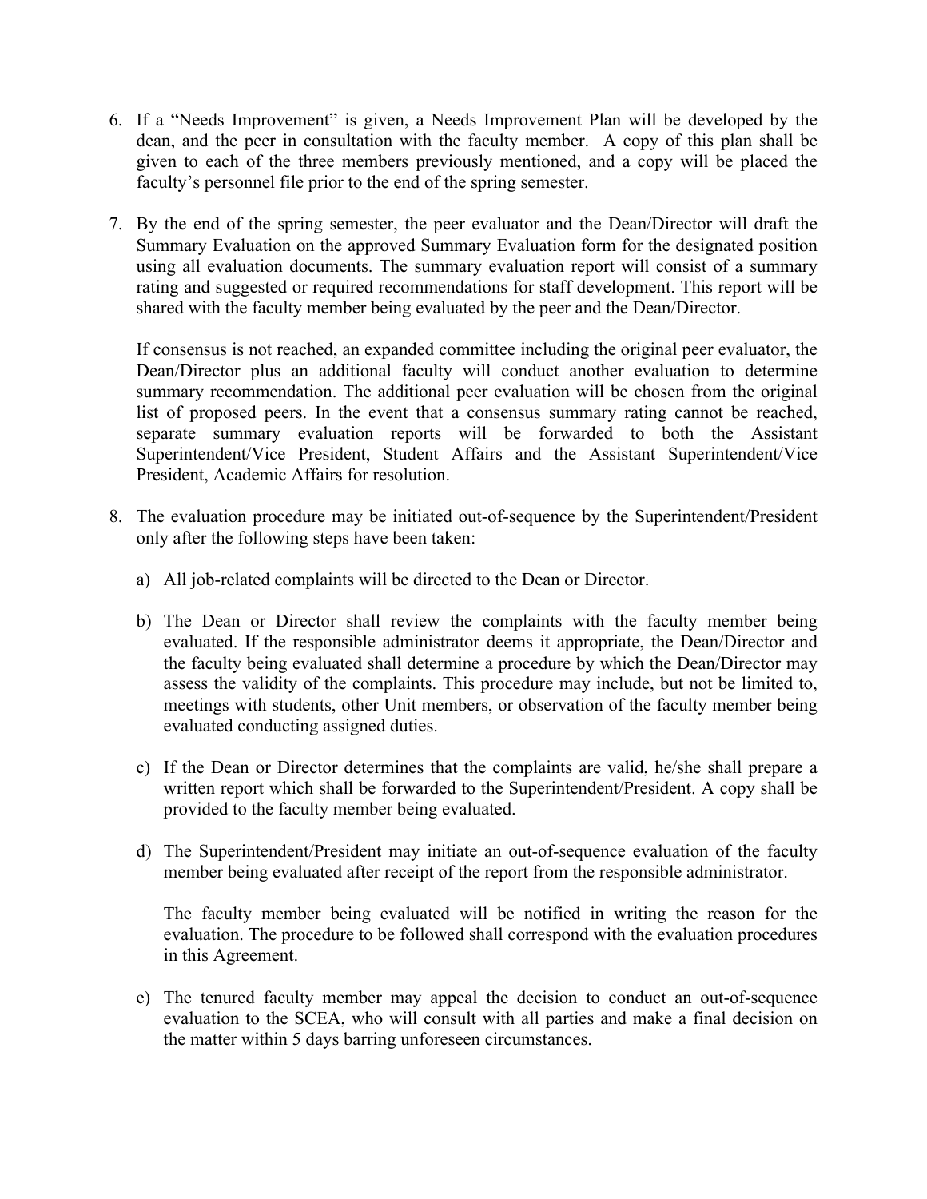6. If a "Needs Improvement" is given, a Needs Improvement Plan will be developed by the dean, and the peer in consultation with the faculty member. A copy of this plan shall be given to each of the three members previously mentioned, and a copy will be placed the faculty's personnel file prior to the end of the spring semester.

7. By the end of the spring semester, the peer evaluator and the Dean/Director will draft the Summary Evaluation on the approved Summary Evaluation form for the designated position using all evaluation documents. The summary evaluation report will consist of a summary rating and suggested or required recommendations for staff development. This report will be shared with the faculty member being evaluated by the peer and the Dean/Director.

   If consensus is not reached, an expanded committee including the original peer evaluator, the Dean/Director plus an additional faculty will conduct another evaluation to determine summary recommendation. The additional peer evaluation will be chosen from the original list of proposed peers. In the event that a consensus summary rating cannot be reached, separate summary evaluation reports will be forwarded to both the Assistant Superintendent/Vice President, Student Affairs and the Assistant Superintendent/Vice President, Academic Affairs for resolution.

8. The evaluation procedure may be initiated out-of-sequence by the Superintendent/President only after the following steps have been taken:

   a) All job-related complaints will be directed to the Dean or Director.

   b) The Dean or Director shall review the complaints with the faculty member being evaluated. If the responsible administrator deems it appropriate, the Dean/Director and the faculty being evaluated shall determine a procedure by which the Dean/Director may assess the validity of the complaints. This procedure may include, but not be limited to, meetings with students, other Unit members, or observation of the faculty member being evaluated conducting assigned duties.

   c) If the Dean or Director determines that the complaints are valid, he/she shall prepare a written report which shall be forwarded to the Superintendent/President. A copy shall be provided to the faculty member being evaluated.

   d) The Superintendent/President may initiate an out-of-sequence evaluation of the faculty member being evaluated after receipt of the report from the responsible administrator.

      The faculty member being evaluated will be notified in writing the reason for the evaluation. The procedure to be followed shall correspond with the evaluation procedures in this Agreement.

   e) The tenured faculty member may appeal the decision to conduct an out-of-sequence evaluation to the SCEA, who will consult with all parties and make a final decision on the matter within 5 days barring unforeseen circumstances.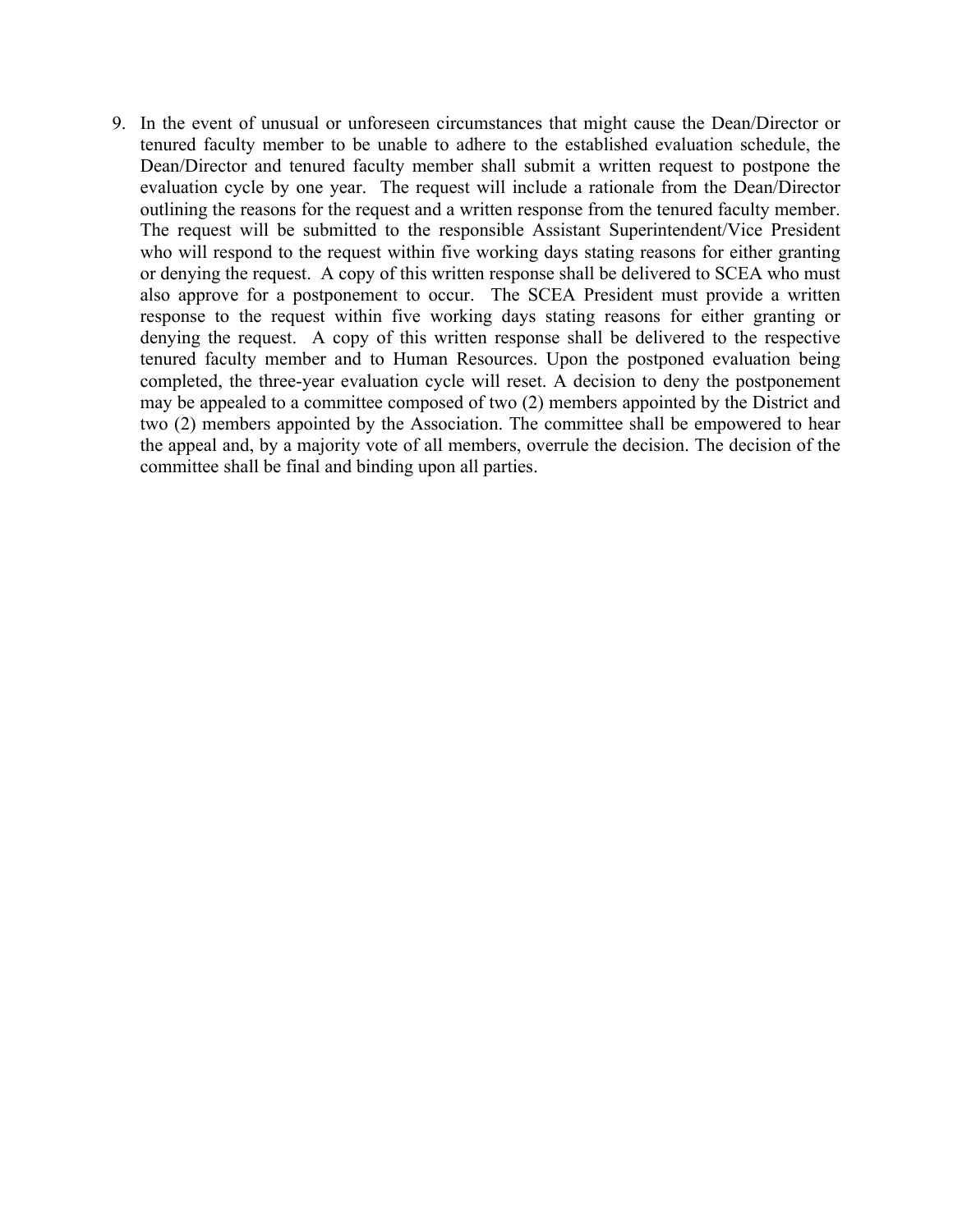9. In the event of unusual or unforeseen circumstances that might cause the Dean/Director or tenured faculty member to be unable to adhere to the established evaluation schedule, the Dean/Director and tenured faculty member shall submit a written request to postpone the evaluation cycle by one year. The request will include a rationale from the Dean/Director outlining the reasons for the request and a written response from the tenured faculty member. The request will be submitted to the responsible Assistant Superintendent/Vice President who will respond to the request within five working days stating reasons for either granting or denying the request. A copy of this written response shall be delivered to SCEA who must also approve for a postponement to occur. The SCEA President must provide a written response to the request within five working days stating reasons for either granting or denying the request. A copy of this written response shall be delivered to the respective tenured faculty member and to Human Resources. Upon the postponed evaluation being completed, the three-year evaluation cycle will reset. A decision to deny the postponement may be appealed to a committee composed of two (2) members appointed by the District and two (2) members appointed by the Association. The committee shall be empowered to hear the appeal and, by a majority vote of all members, overrule the decision. The decision of the committee shall be final and binding upon all parties.